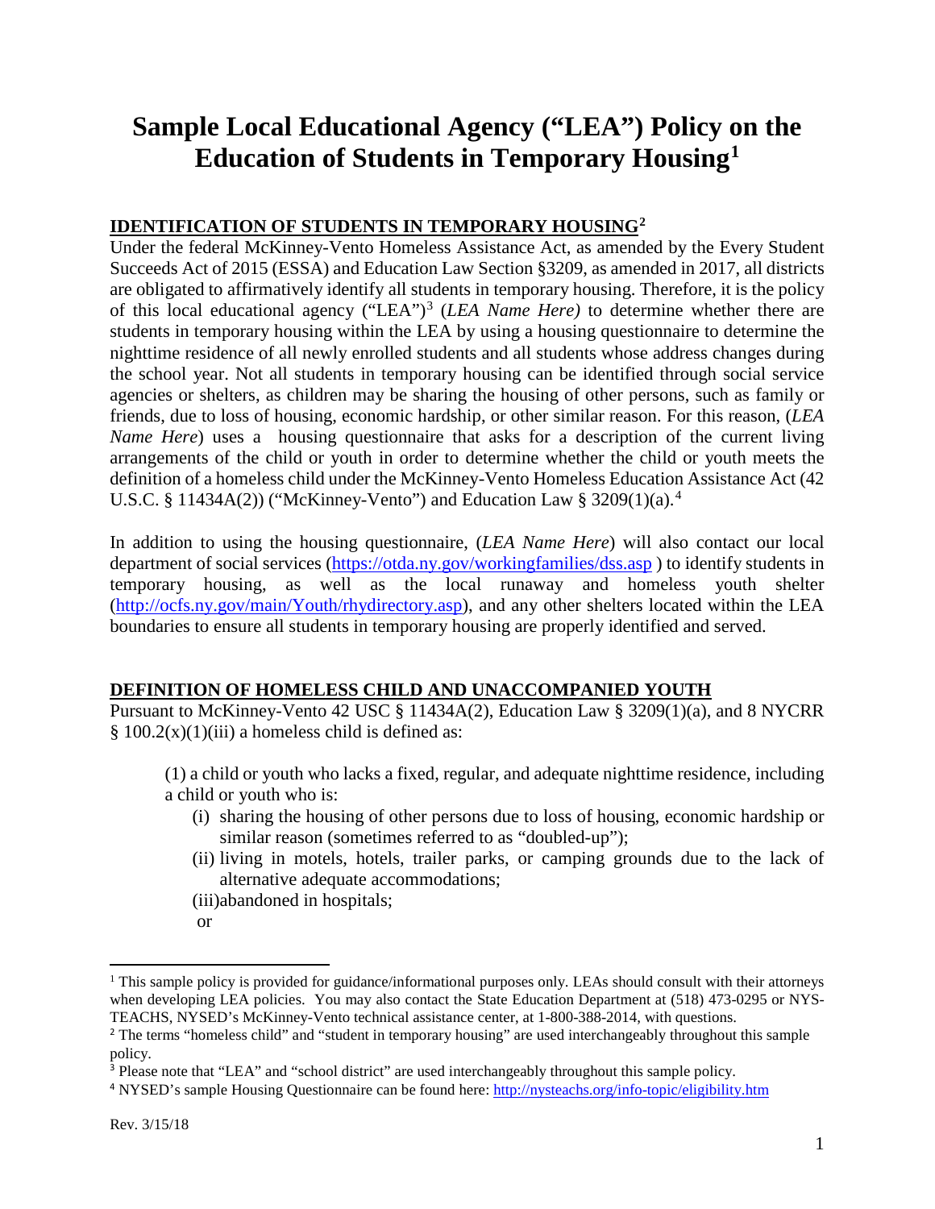# Sample Local Educational Agency ("LEA") Policy on the Education of Students in Temporary Housing[1]

## IDENTIFICATION OF STUDENTS IN TEMPORARY HOUSING[2]

Under the federal McKinney-Vento Homeless Assistance Act, as amended by the Every Student Succeeds Act of 2015 (ESSA) and Education Law Section §3209, as amended in 2017, all districts are obligated to affirmatively identify all students in temporary housing. Therefore, it is the policy of this local educational agency ("LEA")[3] (*LEA Name Here)* to determine whether there are students in temporary housing within the LEA by using a housing questionnaire to determine the nighttime residence of all newly enrolled students and all students whose address changes during the school year. Not all students in temporary housing can be identified through social service agencies or shelters, as children may be sharing the housing of other persons, such as family or friends, due to loss of housing, economic hardship, or other similar reason. For this reason, (*LEA Name Here*) uses a housing questionnaire that asks for a description of the current living arrangements of the child or youth in order to determine whether the child or youth meets the definition of a homeless child under the McKinney-Vento Homeless Education Assistance Act (42 U.S.C. § 11434A(2)) ("McKinney-Vento") and Education Law § 3209(1)(a).[4]

In addition to using the housing questionnaire, (*LEA Name Here*) will also contact our local department of social services (https://otda.ny.gov/workingfamilies/dss.asp ) to identify students in temporary housing, as well as the local runaway and homeless youth shelter (http://ocfs.ny.gov/main/Youth/rhydirectory.asp), and any other shelters located within the LEA boundaries to ensure all students in temporary housing are properly identified and served.

## DEFINITION OF HOMELESS CHILD AND UNACCOMPANIED YOUTH

Pursuant to McKinney-Vento 42 USC § 11434A(2), Education Law § 3209(1)(a), and 8 NYCRR § 100.2(x)(1)(iii) a homeless child is defined as:

(1) a child or youth who lacks a fixed, regular, and adequate nighttime residence, including a child or youth who is:

- (i) sharing the housing of other persons due to loss of housing, economic hardship or similar reason (sometimes referred to as "doubled-up");
- (ii) living in motels, hotels, trailer parks, or camping grounds due to the lack of alternative adequate accommodations;
- (iii) abandoned in hospitals;

or

---

[1] This sample policy is provided for guidance/informational purposes only. LEAs should consult with their attorneys when developing LEA policies. You may also contact the State Education Department at (518) 473-0295 or NYS-TEACHS, NYSED's McKinney-Vento technical assistance center, at 1-800-388-2014, with questions.

[2] The terms "homeless child" and "student in temporary housing" are used interchangeably throughout this sample policy.

[3] Please note that "LEA" and "school district" are used interchangeably throughout this sample policy.

[4] NYSED's sample Housing Questionnaire can be found here: http://nysteachs.org/info-topic/eligibility.htm

Rev. 3/15/18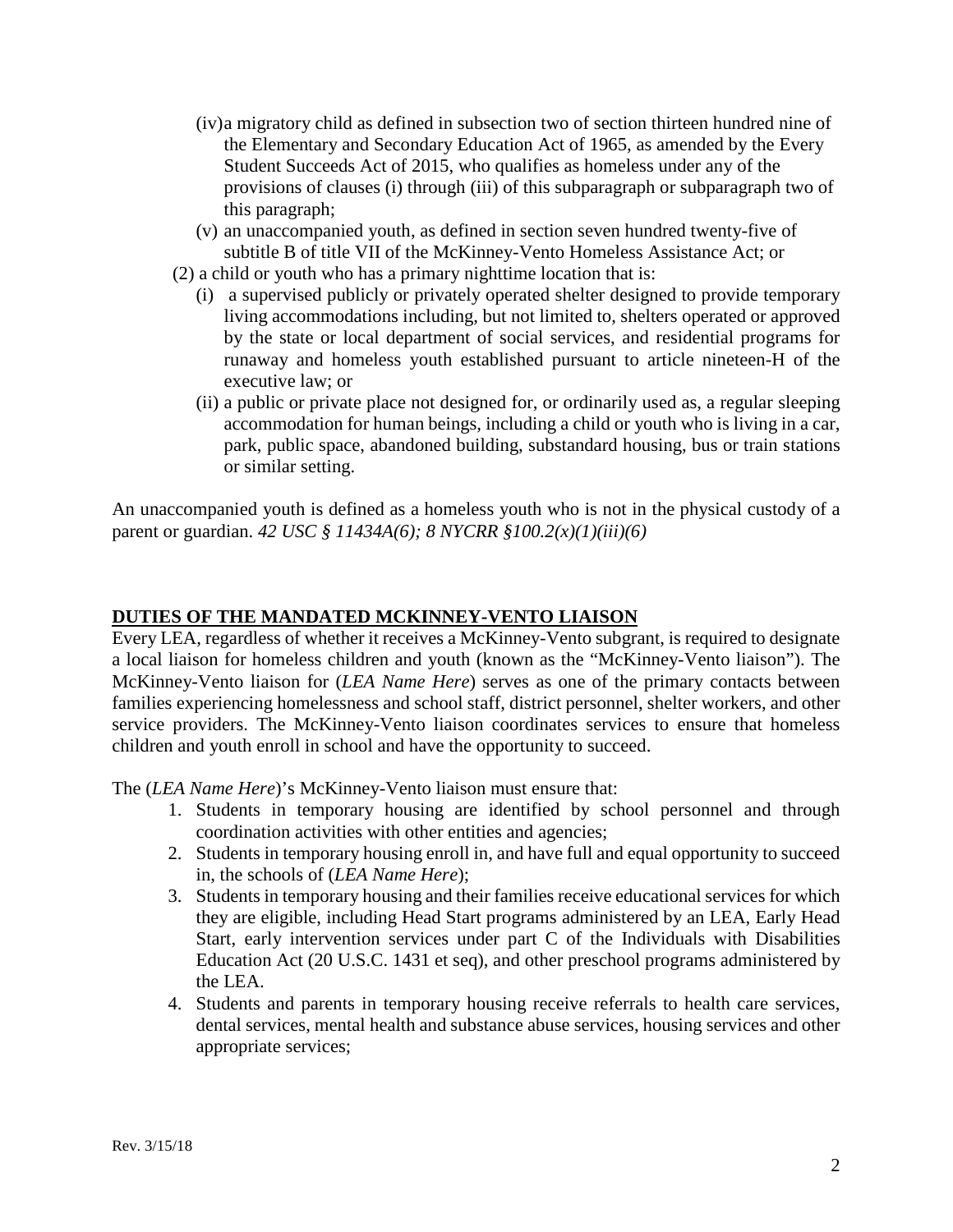(iv) a migratory child as defined in subsection two of section thirteen hundred nine of the Elementary and Secondary Education Act of 1965, as amended by the Every Student Succeeds Act of 2015, who qualifies as homeless under any of the provisions of clauses (i) through (iii) of this subparagraph or subparagraph two of this paragraph;

(v) an unaccompanied youth, as defined in section seven hundred twenty-five of subtitle B of title VII of the McKinney-Vento Homeless Assistance Act; or

(2) a child or youth who has a primary nighttime location that is:

(i) a supervised publicly or privately operated shelter designed to provide temporary living accommodations including, but not limited to, shelters operated or approved by the state or local department of social services, and residential programs for runaway and homeless youth established pursuant to article nineteen-H of the executive law; or

(ii) a public or private place not designed for, or ordinarily used as, a regular sleeping accommodation for human beings, including a child or youth who is living in a car, park, public space, abandoned building, substandard housing, bus or train stations or similar setting.

An unaccompanied youth is defined as a homeless youth who is not in the physical custody of a parent or guardian. *42 USC § 11434A(6); 8 NYCRR §100.2(x)(1)(iii)(6)*

## DUTIES OF THE MANDATED MCKINNEY-VENTO LIAISON

Every LEA, regardless of whether it receives a McKinney-Vento subgrant, is required to designate a local liaison for homeless children and youth (known as the "McKinney-Vento liaison"). The McKinney-Vento liaison for (*LEA Name Here*) serves as one of the primary contacts between families experiencing homelessness and school staff, district personnel, shelter workers, and other service providers. The McKinney-Vento liaison coordinates services to ensure that homeless children and youth enroll in school and have the opportunity to succeed.

The (*LEA Name Here*)'s McKinney-Vento liaison must ensure that:

1. Students in temporary housing are identified by school personnel and through coordination activities with other entities and agencies;
2. Students in temporary housing enroll in, and have full and equal opportunity to succeed in, the schools of (*LEA Name Here*);
3. Students in temporary housing and their families receive educational services for which they are eligible, including Head Start programs administered by an LEA, Early Head Start, early intervention services under part C of the Individuals with Disabilities Education Act (20 U.S.C. 1431 et seq), and other preschool programs administered by the LEA.
4. Students and parents in temporary housing receive referrals to health care services, dental services, mental health and substance abuse services, housing services and other appropriate services;

Rev. 3/15/18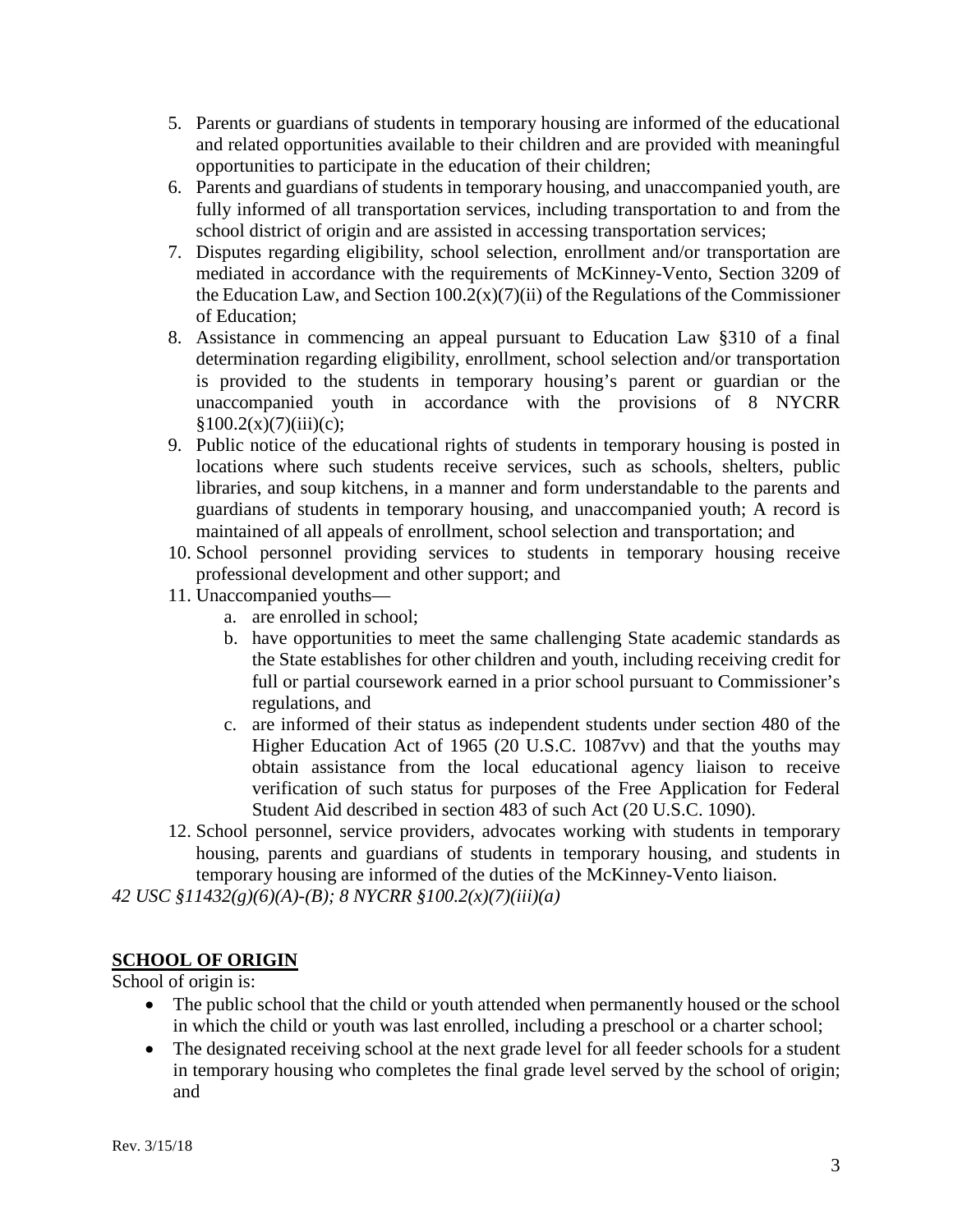5. Parents or guardians of students in temporary housing are informed of the educational and related opportunities available to their children and are provided with meaningful opportunities to participate in the education of their children;
6. Parents and guardians of students in temporary housing, and unaccompanied youth, are fully informed of all transportation services, including transportation to and from the school district of origin and are assisted in accessing transportation services;
7. Disputes regarding eligibility, school selection, enrollment and/or transportation are mediated in accordance with the requirements of McKinney-Vento, Section 3209 of the Education Law, and Section 100.2(x)(7)(ii) of the Regulations of the Commissioner of Education;
8. Assistance in commencing an appeal pursuant to Education Law §310 of a final determination regarding eligibility, enrollment, school selection and/or transportation is provided to the students in temporary housing's parent or guardian or the unaccompanied youth in accordance with the provisions of 8 NYCRR §100.2(x)(7)(iii)(c);
9. Public notice of the educational rights of students in temporary housing is posted in locations where such students receive services, such as schools, shelters, public libraries, and soup kitchens, in a manner and form understandable to the parents and guardians of students in temporary housing, and unaccompanied youth; A record is maintained of all appeals of enrollment, school selection and transportation; and
10. School personnel providing services to students in temporary housing receive professional development and other support; and
11. Unaccompanied youths—
    a. are enrolled in school;
    b. have opportunities to meet the same challenging State academic standards as the State establishes for other children and youth, including receiving credit for full or partial coursework earned in a prior school pursuant to Commissioner's regulations, and
    c. are informed of their status as independent students under section 480 of the Higher Education Act of 1965 (20 U.S.C. 1087vv) and that the youths may obtain assistance from the local educational agency liaison to receive verification of such status for purposes of the Free Application for Federal Student Aid described in section 483 of such Act (20 U.S.C. 1090).
12. School personnel, service providers, advocates working with students in temporary housing, parents and guardians of students in temporary housing, and students in temporary housing are informed of the duties of the McKinney-Vento liaison.

*42 USC §11432(g)(6)(A)-(B); 8 NYCRR §100.2(x)(7)(iii)(a)*

## SCHOOL OF ORIGIN

School of origin is:

- The public school that the child or youth attended when permanently housed or the school in which the child or youth was last enrolled, including a preschool or a charter school;
- The designated receiving school at the next grade level for all feeder schools for a student in temporary housing who completes the final grade level served by the school of origin; and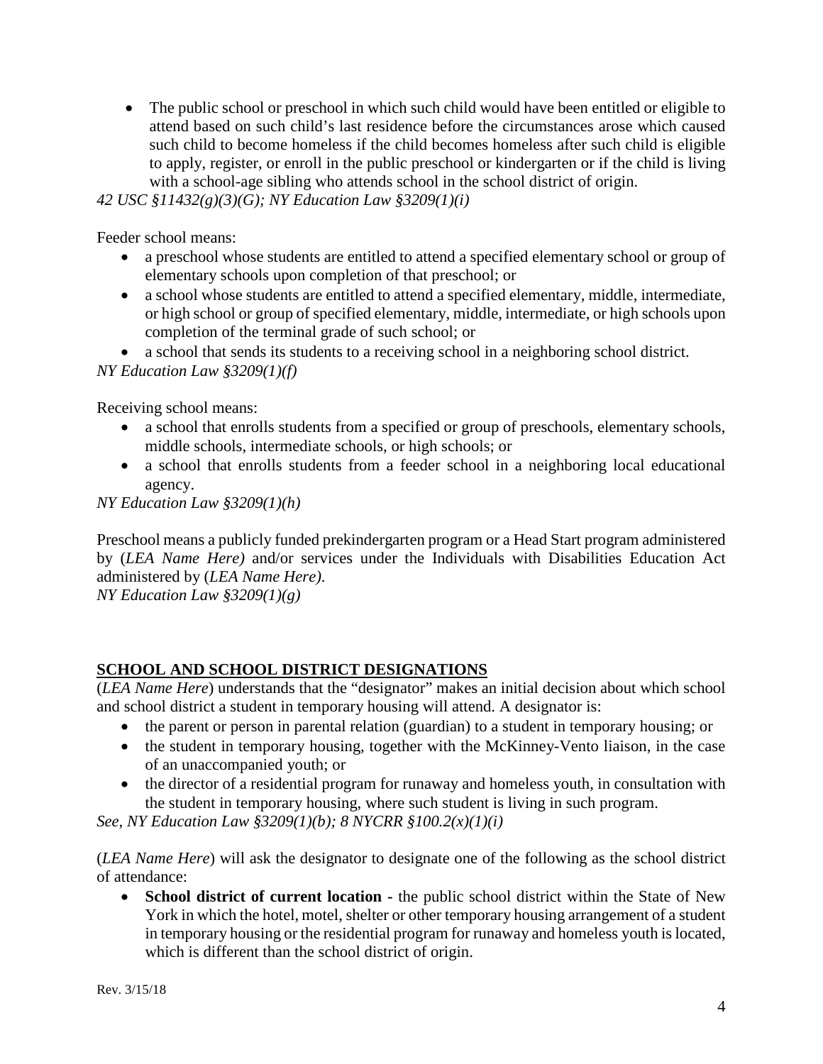- The public school or preschool in which such child would have been entitled or eligible to attend based on such child's last residence before the circumstances arose which caused such child to become homeless if the child becomes homeless after such child is eligible to apply, register, or enroll in the public preschool or kindergarten or if the child is living with a school-age sibling who attends school in the school district of origin.

*42 USC §11432(g)(3)(G); NY Education Law §3209(1)(i)*

Feeder school means:

- a preschool whose students are entitled to attend a specified elementary school or group of elementary schools upon completion of that preschool; or
- a school whose students are entitled to attend a specified elementary, middle, intermediate, or high school or group of specified elementary, middle, intermediate, or high schools upon completion of the terminal grade of such school; or
- a school that sends its students to a receiving school in a neighboring school district.

*NY Education Law §3209(1)(f)*

Receiving school means:

- a school that enrolls students from a specified or group of preschools, elementary schools, middle schools, intermediate schools, or high schools; or
- a school that enrolls students from a feeder school in a neighboring local educational agency.

*NY Education Law §3209(1)(h)*

Preschool means a publicly funded prekindergarten program or a Head Start program administered by (*LEA Name Here)* and/or services under the Individuals with Disabilities Education Act administered by (*LEA Name Here)*.
*NY Education Law §3209(1)(g)*

## SCHOOL AND SCHOOL DISTRICT DESIGNATIONS

(*LEA Name Here*) understands that the "designator" makes an initial decision about which school and school district a student in temporary housing will attend. A designator is:

- the parent or person in parental relation (guardian) to a student in temporary housing; or
- the student in temporary housing, together with the McKinney-Vento liaison, in the case of an unaccompanied youth; or
- the director of a residential program for runaway and homeless youth, in consultation with the student in temporary housing, where such student is living in such program.

*See, NY Education Law §3209(1)(b); 8 NYCRR §100.2(x)(1)(i)*

(*LEA Name Here*) will ask the designator to designate one of the following as the school district of attendance:

- **School district of current location -** the public school district within the State of New York in which the hotel, motel, shelter or other temporary housing arrangement of a student in temporary housing or the residential program for runaway and homeless youth is located, which is different than the school district of origin.

Rev. 3/15/18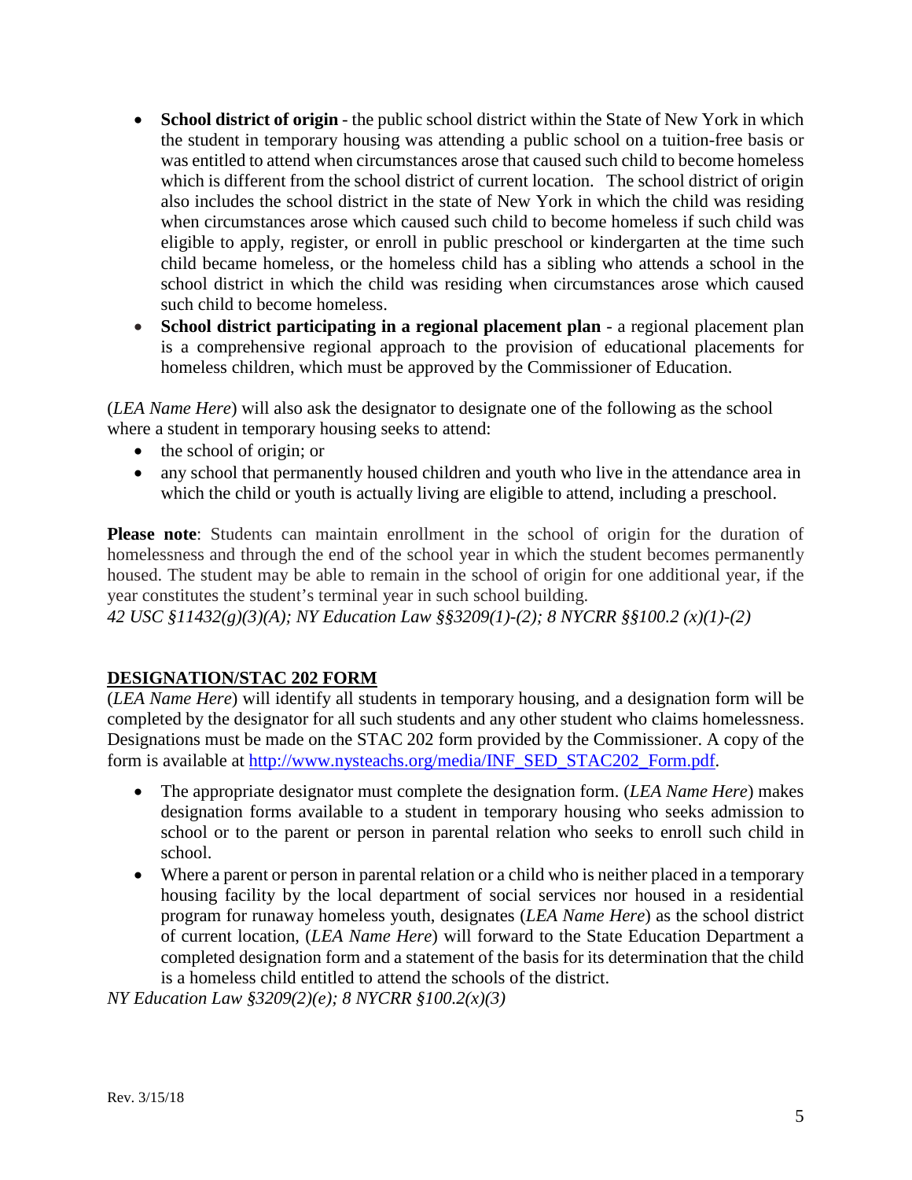- **School district of origin** - the public school district within the State of New York in which the student in temporary housing was attending a public school on a tuition-free basis or was entitled to attend when circumstances arose that caused such child to become homeless which is different from the school district of current location. The school district of origin also includes the school district in the state of New York in which the child was residing when circumstances arose which caused such child to become homeless if such child was eligible to apply, register, or enroll in public preschool or kindergarten at the time such child became homeless, or the homeless child has a sibling who attends a school in the school district in which the child was residing when circumstances arose which caused such child to become homeless.
- **School district participating in a regional placement plan** - a regional placement plan is a comprehensive regional approach to the provision of educational placements for homeless children, which must be approved by the Commissioner of Education.

(*LEA Name Here*) will also ask the designator to designate one of the following as the school where a student in temporary housing seeks to attend:

- the school of origin; or
- any school that permanently housed children and youth who live in the attendance area in which the child or youth is actually living are eligible to attend, including a preschool.

**Please note**: Students can maintain enrollment in the school of origin for the duration of homelessness and through the end of the school year in which the student becomes permanently housed. The student may be able to remain in the school of origin for one additional year, if the year constitutes the student's terminal year in such school building.
*42 USC §11432(g)(3)(A); NY Education Law §§3209(1)-(2); 8 NYCRR §§100.2 (x)(1)-(2)*

## DESIGNATION/STAC 202 FORM

(*LEA Name Here*) will identify all students in temporary housing, and a designation form will be completed by the designator for all such students and any other student who claims homelessness. Designations must be made on the STAC 202 form provided by the Commissioner. A copy of the form is available at http://www.nysteachs.org/media/INF_SED_STAC202_Form.pdf.

- The appropriate designator must complete the designation form. (*LEA Name Here*) makes designation forms available to a student in temporary housing who seeks admission to school or to the parent or person in parental relation who seeks to enroll such child in school.
- Where a parent or person in parental relation or a child who is neither placed in a temporary housing facility by the local department of social services nor housed in a residential program for runaway homeless youth, designates (*LEA Name Here*) as the school district of current location, (*LEA Name Here*) will forward to the State Education Department a completed designation form and a statement of the basis for its determination that the child is a homeless child entitled to attend the schools of the district.

*NY Education Law §3209(2)(e); 8 NYCRR §100.2(x)(3)*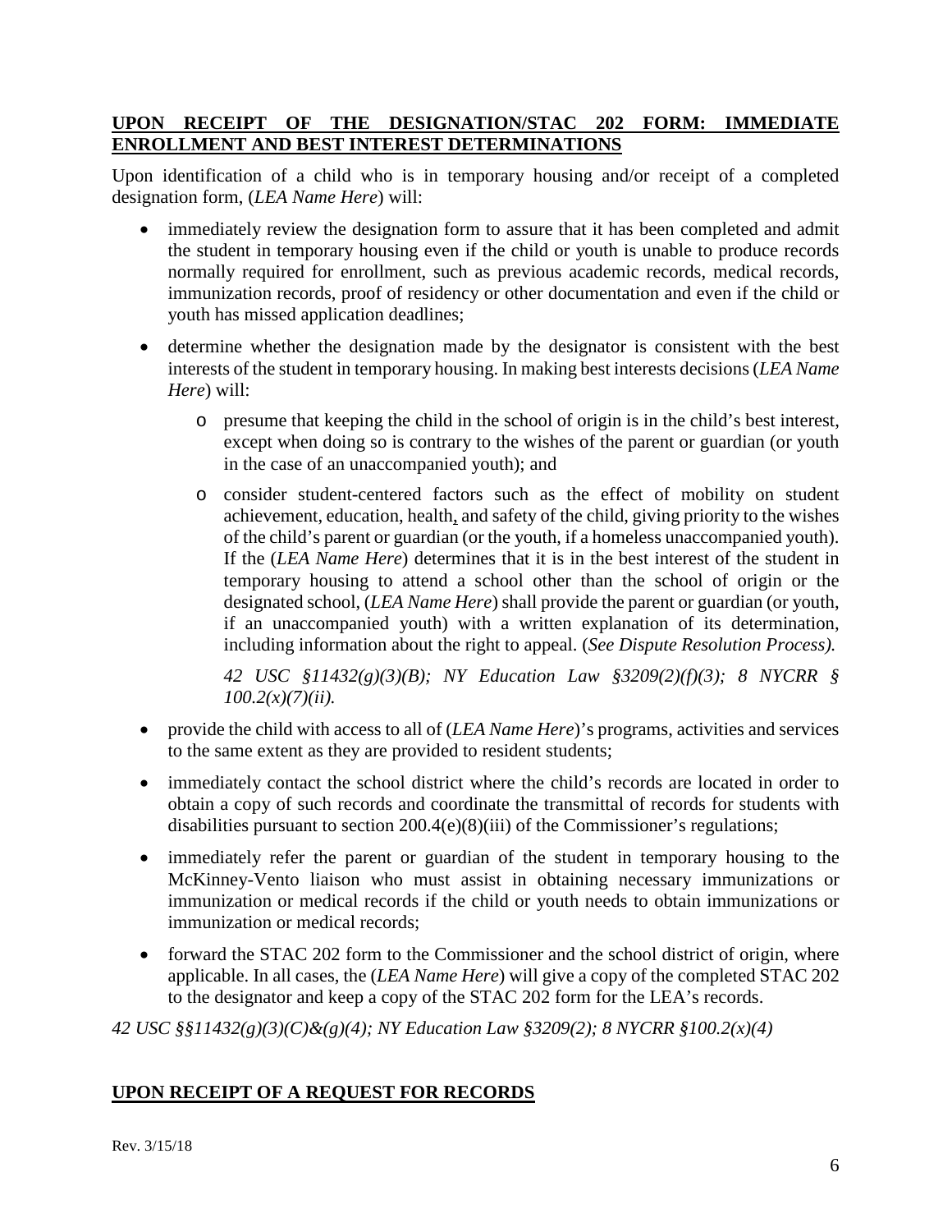## UPON RECEIPT OF THE DESIGNATION/STAC 202 FORM: IMMEDIATE ENROLLMENT AND BEST INTEREST DETERMINATIONS

Upon identification of a child who is in temporary housing and/or receipt of a completed designation form, (*LEA Name Here*) will:

- immediately review the designation form to assure that it has been completed and admit the student in temporary housing even if the child or youth is unable to produce records normally required for enrollment, such as previous academic records, medical records, immunization records, proof of residency or other documentation and even if the child or youth has missed application deadlines;
- determine whether the designation made by the designator is consistent with the best interests of the student in temporary housing. In making best interests decisions (*LEA Name Here*) will:
  - presume that keeping the child in the school of origin is in the child's best interest, except when doing so is contrary to the wishes of the parent or guardian (or youth in the case of an unaccompanied youth); and
  - consider student-centered factors such as the effect of mobility on student achievement, education, health, and safety of the child, giving priority to the wishes of the child's parent or guardian (or the youth, if a homeless unaccompanied youth). If the (*LEA Name Here*) determines that it is in the best interest of the student in temporary housing to attend a school other than the school of origin or the designated school, (*LEA Name Here*) shall provide the parent or guardian (or youth, if an unaccompanied youth) with a written explanation of its determination, including information about the right to appeal. (*See Dispute Resolution Process).*

    *42 USC §11432(g)(3)(B); NY Education Law §3209(2)(f)(3); 8 NYCRR § 100.2(x)(7)(ii).*
- provide the child with access to all of (*LEA Name Here*)'s programs, activities and services to the same extent as they are provided to resident students;
- immediately contact the school district where the child's records are located in order to obtain a copy of such records and coordinate the transmittal of records for students with disabilities pursuant to section 200.4(e)(8)(iii) of the Commissioner's regulations;
- immediately refer the parent or guardian of the student in temporary housing to the McKinney-Vento liaison who must assist in obtaining necessary immunizations or immunization or medical records if the child or youth needs to obtain immunizations or immunization or medical records;
- forward the STAC 202 form to the Commissioner and the school district of origin, where applicable. In all cases, the (*LEA Name Here*) will give a copy of the completed STAC 202 to the designator and keep a copy of the STAC 202 form for the LEA's records.

*42 USC §§11432(g)(3)(C)&(g)(4); NY Education Law §3209(2); 8 NYCRR §100.2(x)(4)*

## UPON RECEIPT OF A REQUEST FOR RECORDS

Rev. 3/15/18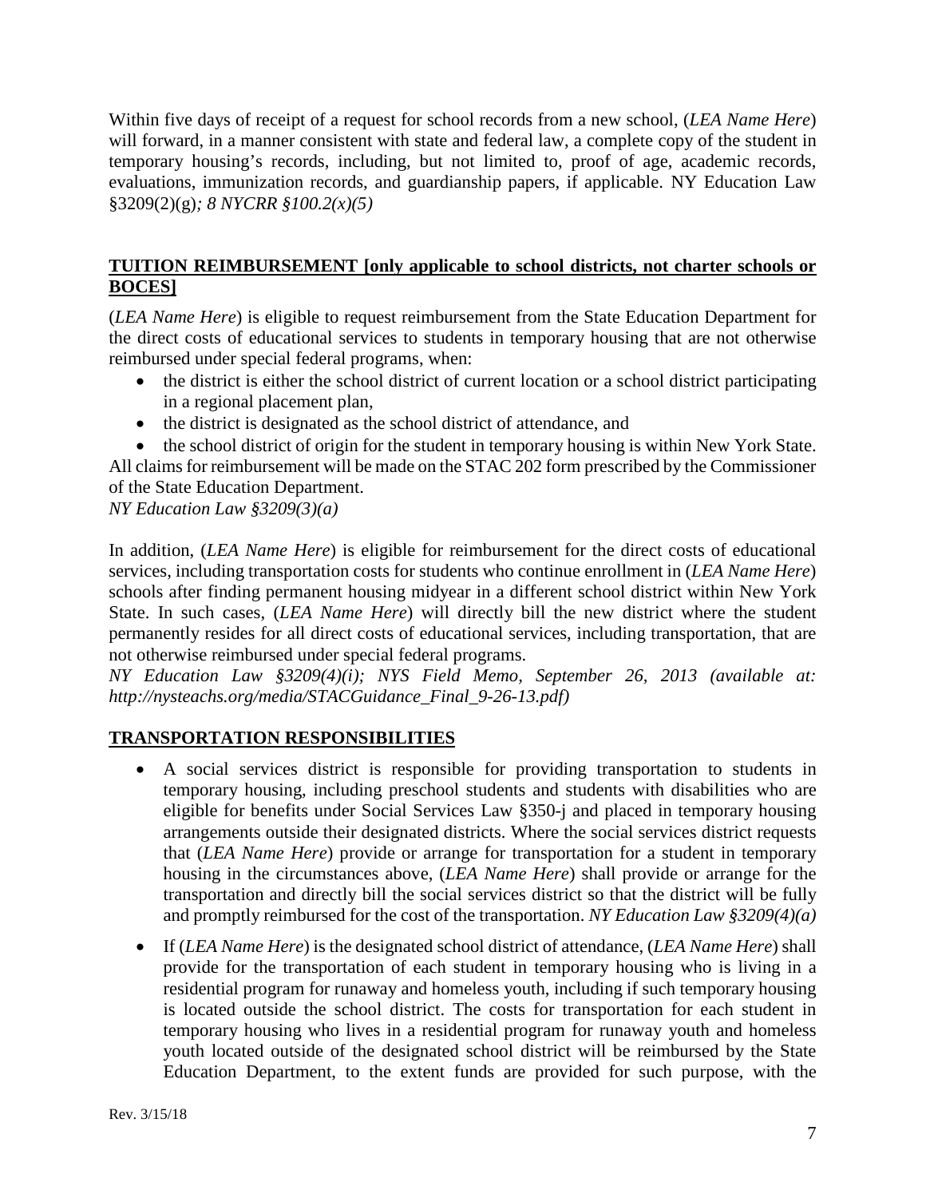Within five days of receipt of a request for school records from a new school, (*LEA Name Here*) will forward, in a manner consistent with state and federal law, a complete copy of the student in temporary housing's records, including, but not limited to, proof of age, academic records, evaluations, immunization records, and guardianship papers, if applicable. NY Education Law §3209(2)(g)*; 8 NYCRR §100.2(x)(5)*

## TUITION REIMBURSEMENT [only applicable to school districts, not charter schools or BOCES]

(*LEA Name Here*) is eligible to request reimbursement from the State Education Department for the direct costs of educational services to students in temporary housing that are not otherwise reimbursed under special federal programs, when:

- the district is either the school district of current location or a school district participating in a regional placement plan,
- the district is designated as the school district of attendance, and
- the school district of origin for the student in temporary housing is within New York State.

All claims for reimbursement will be made on the STAC 202 form prescribed by the Commissioner of the State Education Department.
*NY Education Law §3209(3)(a)*

In addition, (*LEA Name Here*) is eligible for reimbursement for the direct costs of educational services, including transportation costs for students who continue enrollment in (*LEA Name Here*) schools after finding permanent housing midyear in a different school district within New York State. In such cases, (*LEA Name Here*) will directly bill the new district where the student permanently resides for all direct costs of educational services, including transportation, that are not otherwise reimbursed under special federal programs.
*NY Education Law §3209(4)(i); NYS Field Memo, September 26, 2013 (available at: http://nysteachs.org/media/STACGuidance_Final_9-26-13.pdf)*

## TRANSPORTATION RESPONSIBILITIES

- A social services district is responsible for providing transportation to students in temporary housing, including preschool students and students with disabilities who are eligible for benefits under Social Services Law §350-j and placed in temporary housing arrangements outside their designated districts. Where the social services district requests that (*LEA Name Here*) provide or arrange for transportation for a student in temporary housing in the circumstances above, (*LEA Name Here*) shall provide or arrange for the transportation and directly bill the social services district so that the district will be fully and promptly reimbursed for the cost of the transportation. *NY Education Law §3209(4)(a)*
- If (*LEA Name Here*) is the designated school district of attendance, (*LEA Name Here*) shall provide for the transportation of each student in temporary housing who is living in a residential program for runaway and homeless youth, including if such temporary housing is located outside the school district. The costs for transportation for each student in temporary housing who lives in a residential program for runaway youth and homeless youth located outside of the designated school district will be reimbursed by the State Education Department, to the extent funds are provided for such purpose, with the

Rev. 3/15/18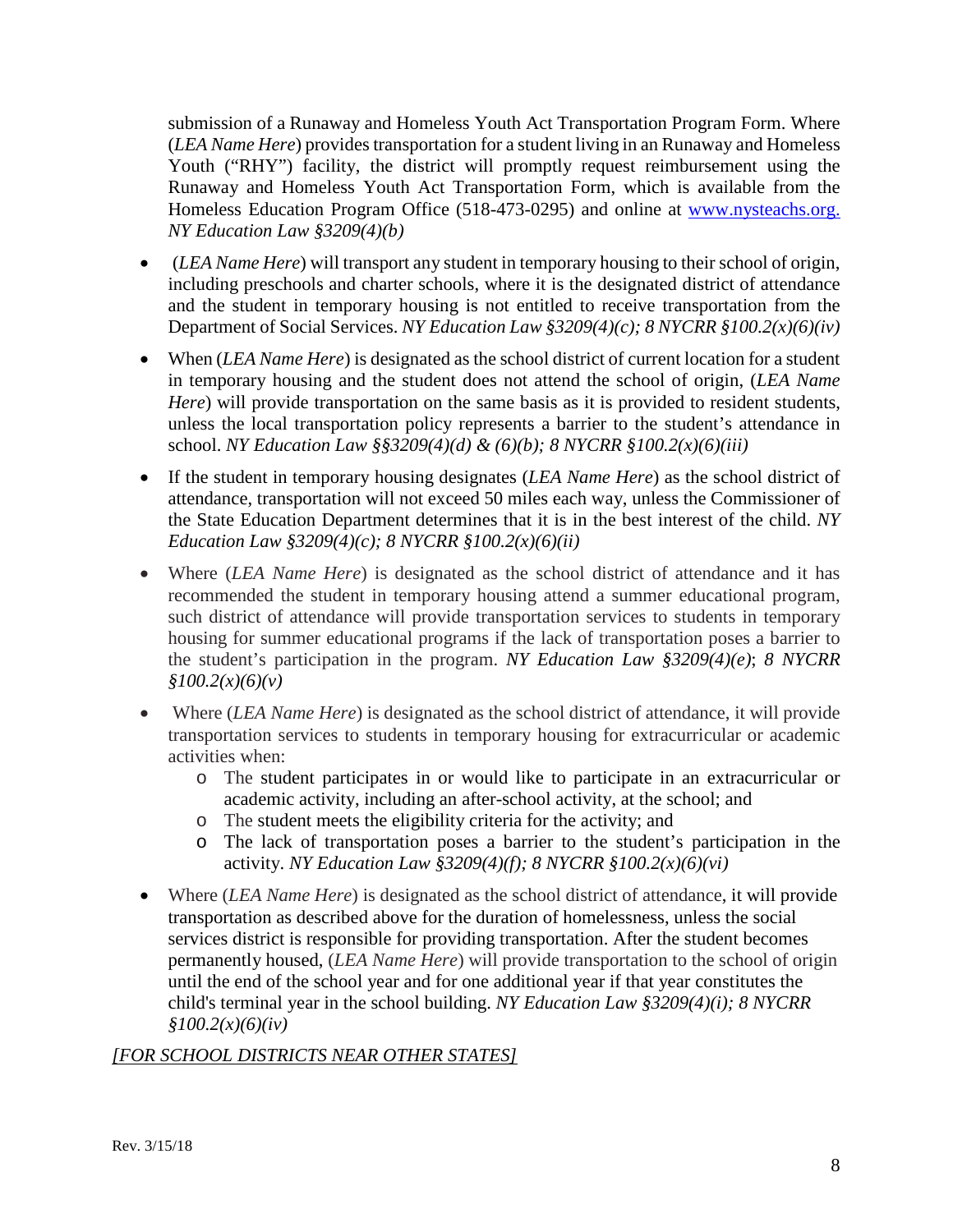submission of a Runaway and Homeless Youth Act Transportation Program Form. Where (*LEA Name Here*) provides transportation for a student living in an Runaway and Homeless Youth ("RHY") facility, the district will promptly request reimbursement using the Runaway and Homeless Youth Act Transportation Form, which is available from the Homeless Education Program Office (518-473-0295) and online at [www.nysteachs.org.](www.nysteachs.org) *NY Education Law §3209(4)(b)*

- (*LEA Name Here*) will transport any student in temporary housing to their school of origin, including preschools and charter schools, where it is the designated district of attendance and the student in temporary housing is not entitled to receive transportation from the Department of Social Services. *NY Education Law §3209(4)(c); 8 NYCRR §100.2(x)(6)(iv)*
- When (*LEA Name Here*) is designated as the school district of current location for a student in temporary housing and the student does not attend the school of origin, (*LEA Name Here*) will provide transportation on the same basis as it is provided to resident students, unless the local transportation policy represents a barrier to the student's attendance in school. *NY Education Law §§3209(4)(d) & (6)(b); 8 NYCRR §100.2(x)(6)(iii)*
- If the student in temporary housing designates (*LEA Name Here*) as the school district of attendance, transportation will not exceed 50 miles each way, unless the Commissioner of the State Education Department determines that it is in the best interest of the child. *NY Education Law §3209(4)(c); 8 NYCRR §100.2(x)(6)(ii)*
- Where (*LEA Name Here*) is designated as the school district of attendance and it has recommended the student in temporary housing attend a summer educational program, such district of attendance will provide transportation services to students in temporary housing for summer educational programs if the lack of transportation poses a barrier to the student's participation in the program. *NY Education Law §3209(4)(e)*; *8 NYCRR §100.2(x)(6)(v)*
- Where (*LEA Name Here*) is designated as the school district of attendance, it will provide transportation services to students in temporary housing for extracurricular or academic activities when:
  - The student participates in or would like to participate in an extracurricular or academic activity, including an after-school activity, at the school; and
  - The student meets the eligibility criteria for the activity; and
  - The lack of transportation poses a barrier to the student's participation in the activity. *NY Education Law §3209(4)(f); 8 NYCRR §100.2(x)(6)(vi)*
- Where (*LEA Name Here*) is designated as the school district of attendance, it will provide transportation as described above for the duration of homelessness, unless the social services district is responsible for providing transportation. After the student becomes permanently housed, (*LEA Name Here*) will provide transportation to the school of origin until the end of the school year and for one additional year if that year constitutes the child's terminal year in the school building. *NY Education Law §3209(4)(i); 8 NYCRR §100.2(x)(6)(iv)*

*[FOR SCHOOL DISTRICTS NEAR OTHER STATES]*

Rev. 3/15/18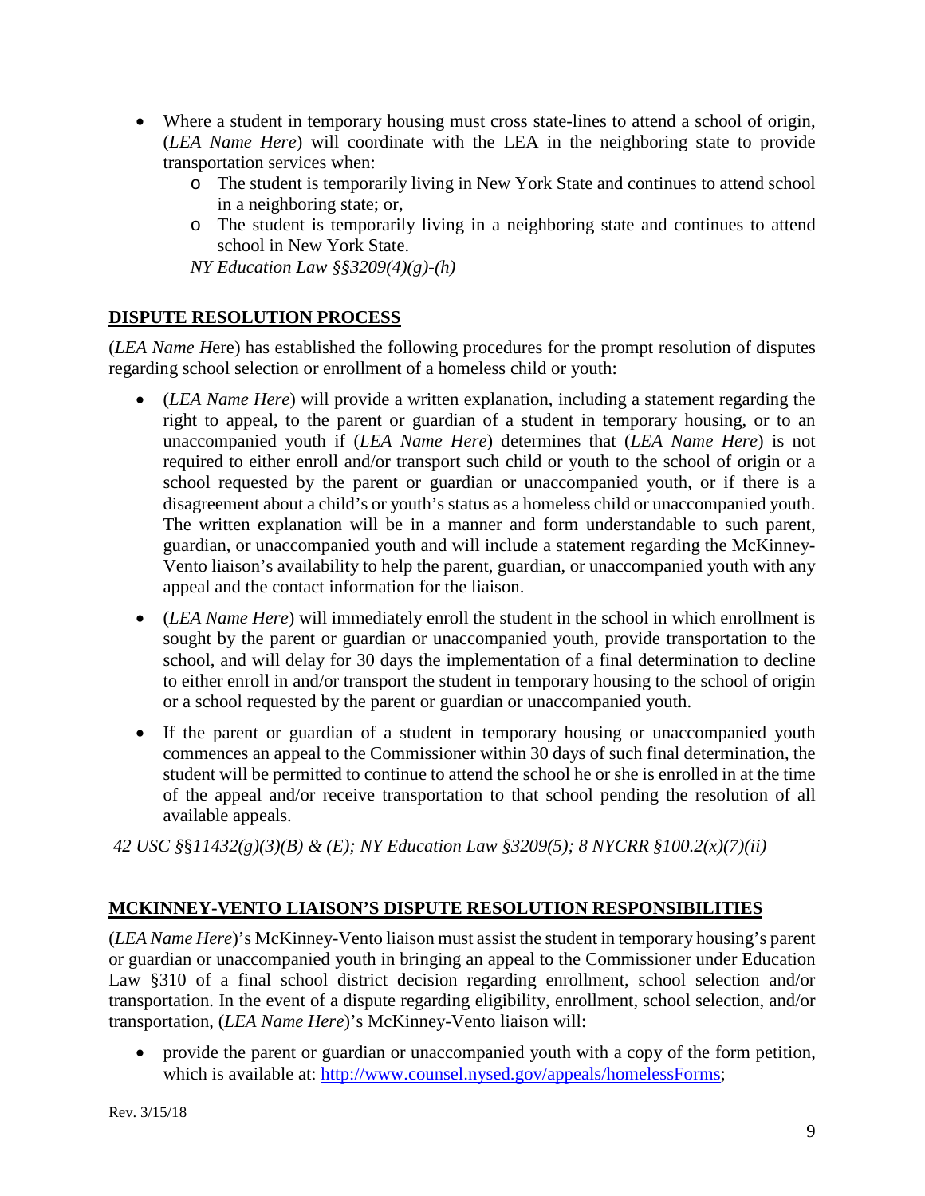- Where a student in temporary housing must cross state-lines to attend a school of origin, (*LEA Name Here*) will coordinate with the LEA in the neighboring state to provide transportation services when:
  - The student is temporarily living in New York State and continues to attend school in a neighboring state; or,
  - The student is temporarily living in a neighboring state and continues to attend school in New York State.

  *NY Education Law §§3209(4)(g)-(h)*

## DISPUTE RESOLUTION PROCESS

(*LEA Name H*ere) has established the following procedures for the prompt resolution of disputes regarding school selection or enrollment of a homeless child or youth:

- (*LEA Name Here*) will provide a written explanation, including a statement regarding the right to appeal, to the parent or guardian of a student in temporary housing, or to an unaccompanied youth if (*LEA Name Here*) determines that (*LEA Name Here*) is not required to either enroll and/or transport such child or youth to the school of origin or a school requested by the parent or guardian or unaccompanied youth, or if there is a disagreement about a child's or youth's status as a homeless child or unaccompanied youth. The written explanation will be in a manner and form understandable to such parent, guardian, or unaccompanied youth and will include a statement regarding the McKinney-Vento liaison's availability to help the parent, guardian, or unaccompanied youth with any appeal and the contact information for the liaison.
- (*LEA Name Here*) will immediately enroll the student in the school in which enrollment is sought by the parent or guardian or unaccompanied youth, provide transportation to the school, and will delay for 30 days the implementation of a final determination to decline to either enroll in and/or transport the student in temporary housing to the school of origin or a school requested by the parent or guardian or unaccompanied youth.
- If the parent or guardian of a student in temporary housing or unaccompanied youth commences an appeal to the Commissioner within 30 days of such final determination, the student will be permitted to continue to attend the school he or she is enrolled in at the time of the appeal and/or receive transportation to that school pending the resolution of all available appeals.

*42 USC §§11432(g)(3)(B) & (E); NY Education Law §3209(5); 8 NYCRR §100.2(x)(7)(ii)*

## MCKINNEY-VENTO LIAISON'S DISPUTE RESOLUTION RESPONSIBILITIES

(*LEA Name Here*)'s McKinney-Vento liaison must assist the student in temporary housing's parent or guardian or unaccompanied youth in bringing an appeal to the Commissioner under Education Law §310 of a final school district decision regarding enrollment, school selection and/or transportation. In the event of a dispute regarding eligibility, enrollment, school selection, and/or transportation, (*LEA Name Here*)'s McKinney-Vento liaison will:

- provide the parent or guardian or unaccompanied youth with a copy of the form petition, which is available at: [http://www.counsel.nysed.gov/appeals/homelessForms](http://www.counsel.nysed.gov/appeals/homelessForms);

Rev. 3/15/18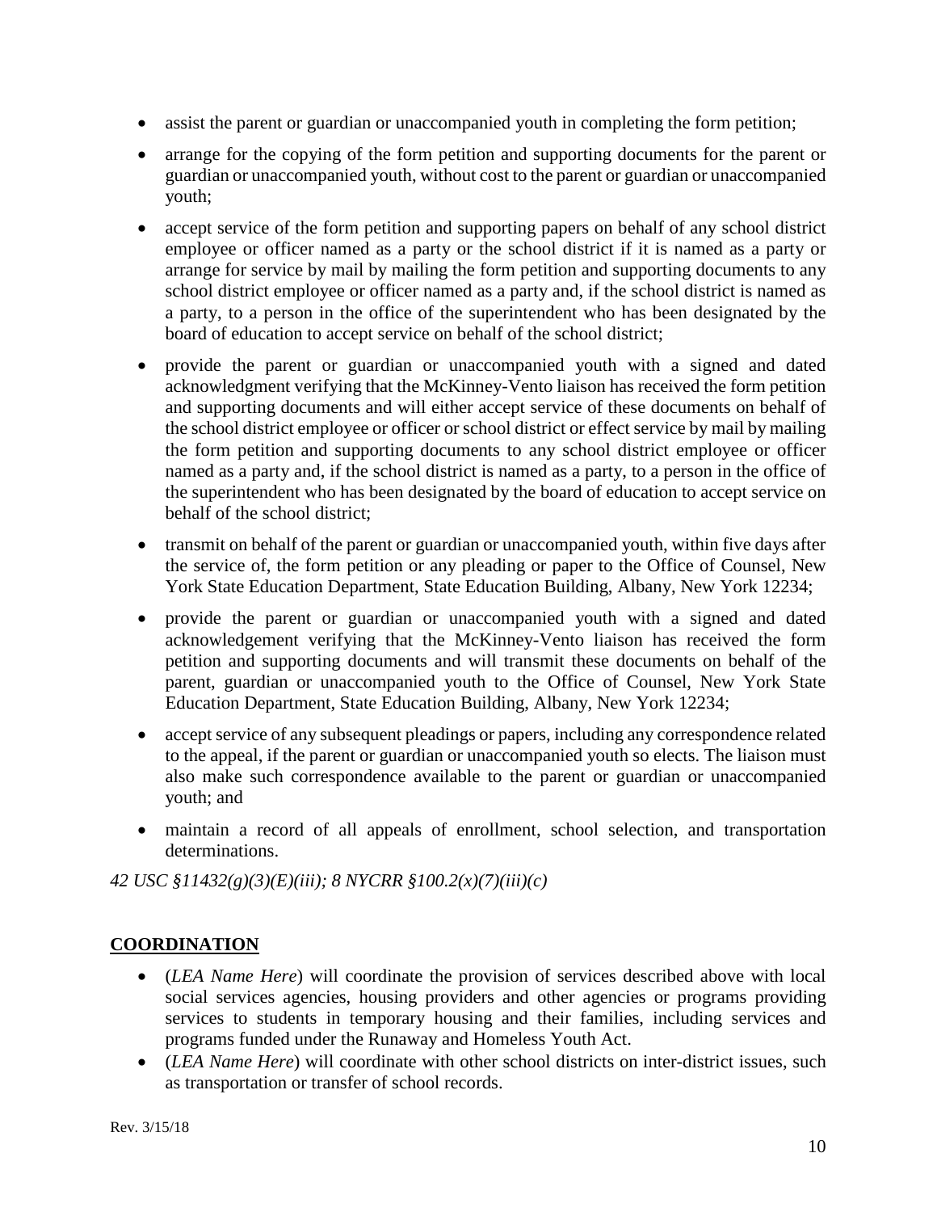- assist the parent or guardian or unaccompanied youth in completing the form petition;
- arrange for the copying of the form petition and supporting documents for the parent or guardian or unaccompanied youth, without cost to the parent or guardian or unaccompanied youth;
- accept service of the form petition and supporting papers on behalf of any school district employee or officer named as a party or the school district if it is named as a party or arrange for service by mail by mailing the form petition and supporting documents to any school district employee or officer named as a party and, if the school district is named as a party, to a person in the office of the superintendent who has been designated by the board of education to accept service on behalf of the school district;
- provide the parent or guardian or unaccompanied youth with a signed and dated acknowledgment verifying that the McKinney-Vento liaison has received the form petition and supporting documents and will either accept service of these documents on behalf of the school district employee or officer or school district or effect service by mail by mailing the form petition and supporting documents to any school district employee or officer named as a party and, if the school district is named as a party, to a person in the office of the superintendent who has been designated by the board of education to accept service on behalf of the school district;
- transmit on behalf of the parent or guardian or unaccompanied youth, within five days after the service of, the form petition or any pleading or paper to the Office of Counsel, New York State Education Department, State Education Building, Albany, New York 12234;
- provide the parent or guardian or unaccompanied youth with a signed and dated acknowledgement verifying that the McKinney-Vento liaison has received the form petition and supporting documents and will transmit these documents on behalf of the parent, guardian or unaccompanied youth to the Office of Counsel, New York State Education Department, State Education Building, Albany, New York 12234;
- accept service of any subsequent pleadings or papers, including any correspondence related to the appeal, if the parent or guardian or unaccompanied youth so elects. The liaison must also make such correspondence available to the parent or guardian or unaccompanied youth; and
- maintain a record of all appeals of enrollment, school selection, and transportation determinations.

*42 USC §11432(g)(3)(E)(iii); 8 NYCRR §100.2(x)(7)(iii)(c)*

## COORDINATION

- (*LEA Name Here*) will coordinate the provision of services described above with local social services agencies, housing providers and other agencies or programs providing services to students in temporary housing and their families, including services and programs funded under the Runaway and Homeless Youth Act.
- (*LEA Name Here*) will coordinate with other school districts on inter-district issues, such as transportation or transfer of school records.

Rev. 3/15/18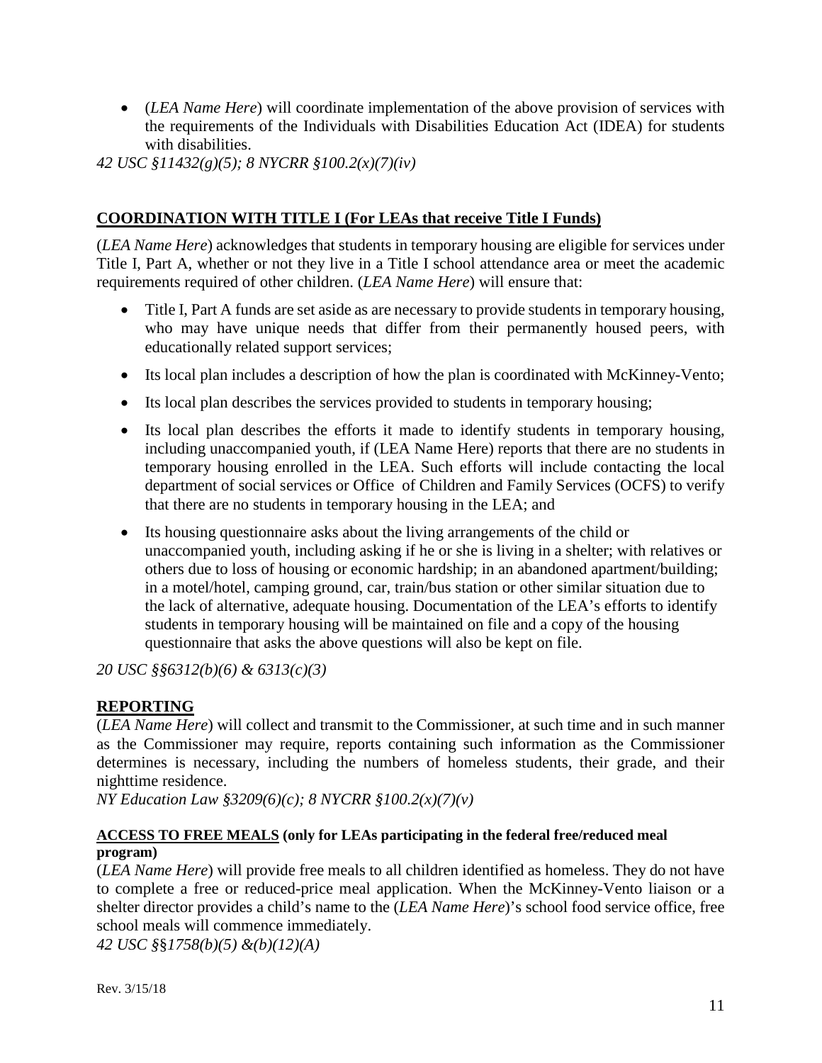- (*LEA Name Here*) will coordinate implementation of the above provision of services with the requirements of the Individuals with Disabilities Education Act (IDEA) for students with disabilities.

*42 USC §11432(g)(5); 8 NYCRR §100.2(x)(7)(iv)*

## COORDINATION WITH TITLE I (For LEAs that receive Title I Funds)

(*LEA Name Here*) acknowledges that students in temporary housing are eligible for services under Title I, Part A, whether or not they live in a Title I school attendance area or meet the academic requirements required of other children. (*LEA Name Here*) will ensure that:

- Title I, Part A funds are set aside as are necessary to provide students in temporary housing, who may have unique needs that differ from their permanently housed peers, with educationally related support services;
- Its local plan includes a description of how the plan is coordinated with McKinney-Vento;
- Its local plan describes the services provided to students in temporary housing;
- Its local plan describes the efforts it made to identify students in temporary housing, including unaccompanied youth, if (LEA Name Here) reports that there are no students in temporary housing enrolled in the LEA. Such efforts will include contacting the local department of social services or Office of Children and Family Services (OCFS) to verify that there are no students in temporary housing in the LEA; and
- Its housing questionnaire asks about the living arrangements of the child or unaccompanied youth, including asking if he or she is living in a shelter; with relatives or others due to loss of housing or economic hardship; in an abandoned apartment/building; in a motel/hotel, camping ground, car, train/bus station or other similar situation due to the lack of alternative, adequate housing. Documentation of the LEA's efforts to identify students in temporary housing will be maintained on file and a copy of the housing questionnaire that asks the above questions will also be kept on file.

*20 USC §§6312(b)(6) & 6313(c)(3)*

## REPORTING

(*LEA Name Here*) will collect and transmit to the Commissioner, at such time and in such manner as the Commissioner may require, reports containing such information as the Commissioner determines is necessary, including the numbers of homeless students, their grade, and their nighttime residence.

*NY Education Law §3209(6)(c); 8 NYCRR §100.2(x)(7)(v)*

### ACCESS TO FREE MEALS (only for LEAs participating in the federal free/reduced meal program)

(*LEA Name Here*) will provide free meals to all children identified as homeless. They do not have to complete a free or reduced-price meal application. When the McKinney-Vento liaison or a shelter director provides a child's name to the (*LEA Name Here*)'s school food service office, free school meals will commence immediately.

*42 USC §§1758(b)(5) &(b)(12)(A)*

Rev. 3/15/18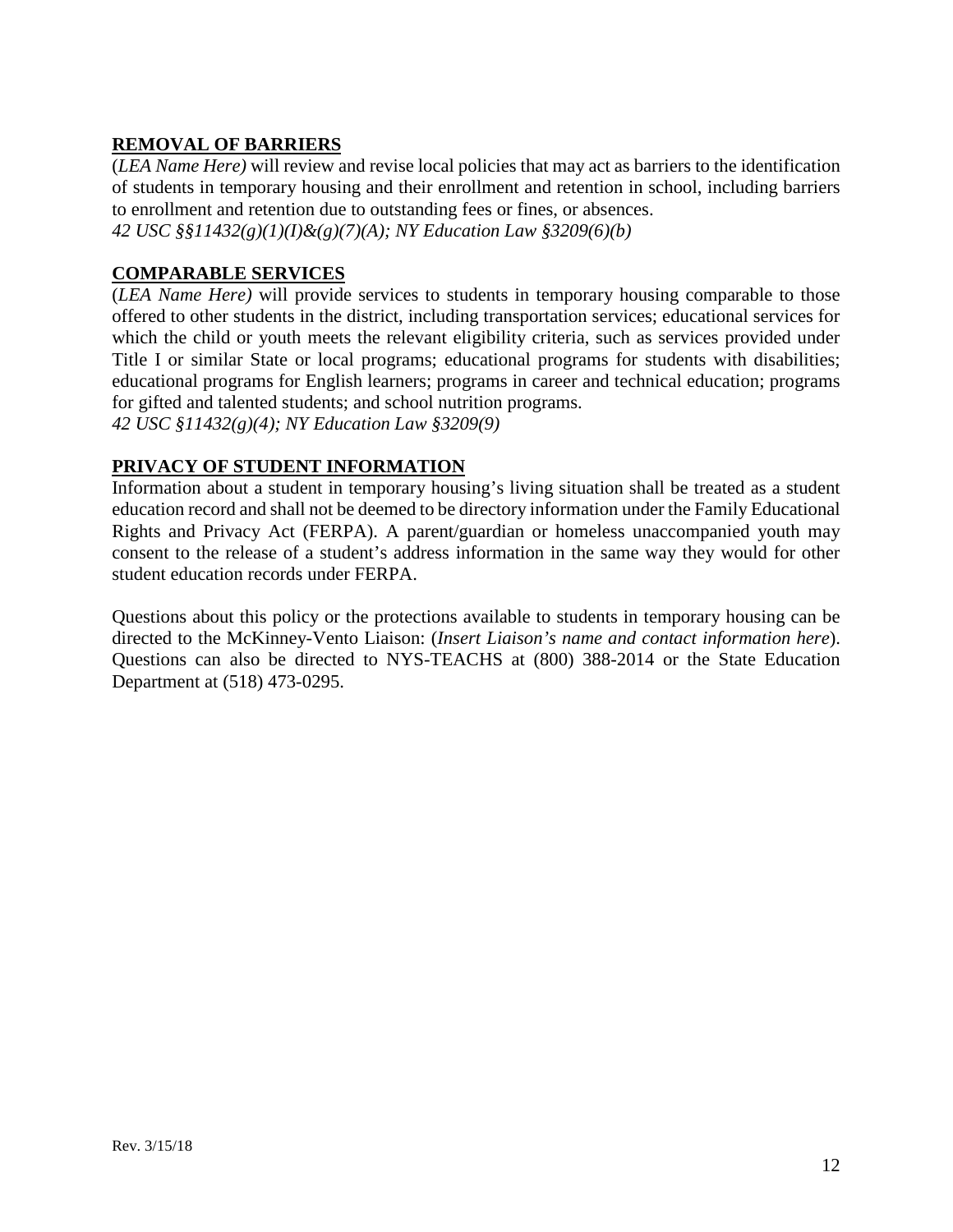## REMOVAL OF BARRIERS

(*LEA Name Here)* will review and revise local policies that may act as barriers to the identification of students in temporary housing and their enrollment and retention in school, including barriers to enrollment and retention due to outstanding fees or fines, or absences.
*42 USC §§11432(g)(1)(I)&(g)(7)(A); NY Education Law §3209(6)(b)*

## COMPARABLE SERVICES

(*LEA Name Here)* will provide services to students in temporary housing comparable to those offered to other students in the district, including transportation services; educational services for which the child or youth meets the relevant eligibility criteria, such as services provided under Title I or similar State or local programs; educational programs for students with disabilities; educational programs for English learners; programs in career and technical education; programs for gifted and talented students; and school nutrition programs.
*42 USC §11432(g)(4); NY Education Law §3209(9)*

## PRIVACY OF STUDENT INFORMATION

Information about a student in temporary housing's living situation shall be treated as a student education record and shall not be deemed to be directory information under the Family Educational Rights and Privacy Act (FERPA). A parent/guardian or homeless unaccompanied youth may consent to the release of a student's address information in the same way they would for other student education records under FERPA.

Questions about this policy or the protections available to students in temporary housing can be directed to the McKinney-Vento Liaison: (*Insert Liaison's name and contact information here*). Questions can also be directed to NYS-TEACHS at (800) 388-2014 or the State Education Department at (518) 473-0295.

Rev. 3/15/18